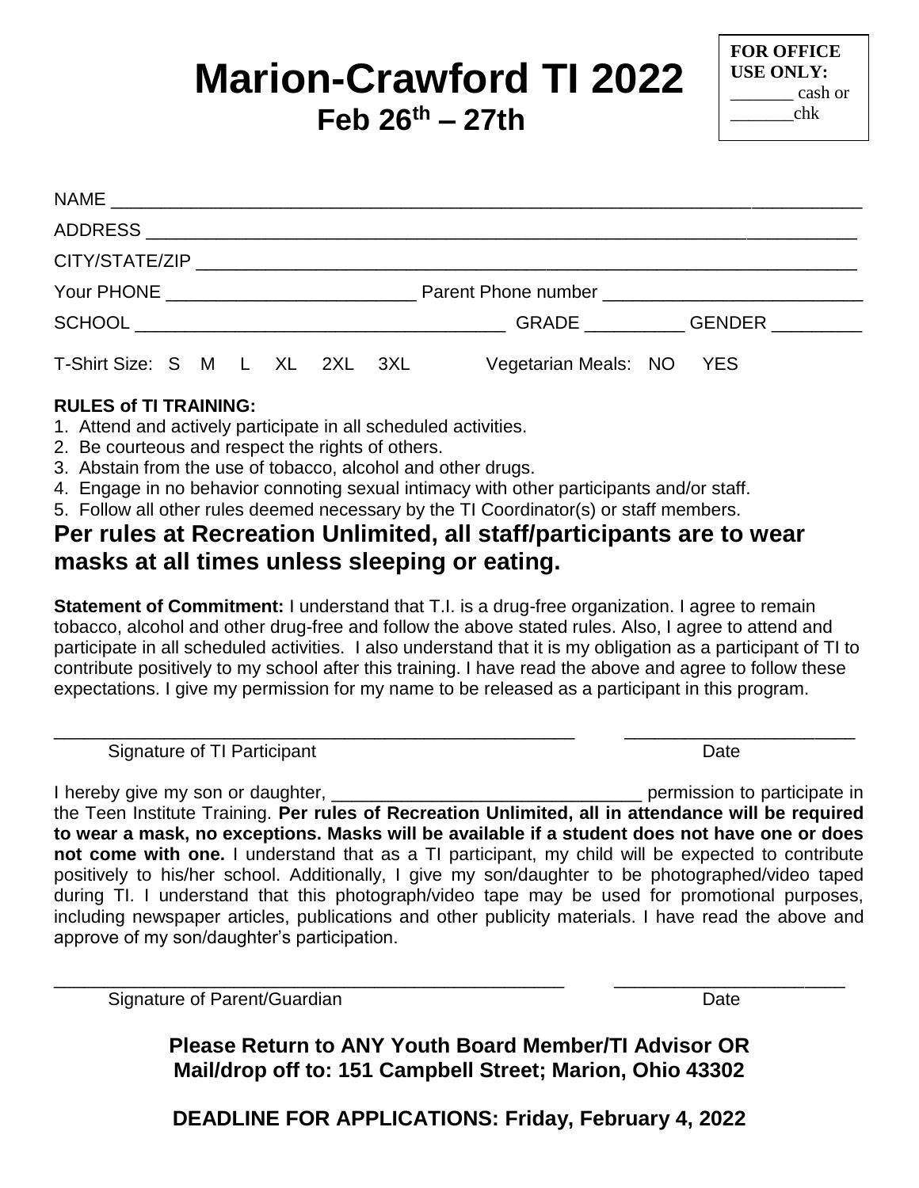# Marion-Crawford TI 2022

## Feb 26th – 27th

**FOR OFFICE USE ONLY:**
_______ cash or
_______chk

NAME ___________________________________________________________________________

ADDRESS ________________________________________________________________________

CITY/STATE/ZIP __________________________________________________________________

Your PHONE _________________________ Parent Phone number __________________________

SCHOOL _____________________________________ GRADE __________ GENDER _________

T-Shirt Size: S M L XL 2XL 3XL Vegetarian Meals: NO YES

**RULES of TI TRAINING:**

1. Attend and actively participate in all scheduled activities.
2. Be courteous and respect the rights of others.
3. Abstain from the use of tobacco, alcohol and other drugs.
4. Engage in no behavior connoting sexual intimacy with other participants and/or staff.
5. Follow all other rules deemed necessary by the TI Coordinator(s) or staff members.

## Per rules at Recreation Unlimited, all staff/participants are to wear masks at all times unless sleeping or eating.

**Statement of Commitment:** I understand that T.I. is a drug-free organization. I agree to remain tobacco, alcohol and other drug-free and follow the above stated rules. Also, I agree to attend and participate in all scheduled activities. I also understand that it is my obligation as a participant of TI to contribute positively to my school after this training. I have read the above and agree to follow these expectations. I give my permission for my name to be released as a participant in this program.

_____________________________________________________ _______________________
Signature of TI Participant Date

I hereby give my son or daughter, _______________________________ permission to participate in the Teen Institute Training. **Per rules of Recreation Unlimited, all in attendance will be required to wear a mask, no exceptions. Masks will be available if a student does not have one or does not come with one.** I understand that as a TI participant, my child will be expected to contribute positively to his/her school. Additionally, I give my son/daughter to be photographed/video taped during TI. I understand that this photograph/video tape may be used for promotional purposes, including newspaper articles, publications and other publicity materials. I have read the above and approve of my son/daughter's participation.

_____________________________________________________ _______________________
Signature of Parent/Guardian Date

**Please Return to ANY Youth Board Member/TI Advisor OR**
**Mail/drop off to: 151 Campbell Street; Marion, Ohio 43302**

**DEADLINE FOR APPLICATIONS: Friday, February 4, 2022**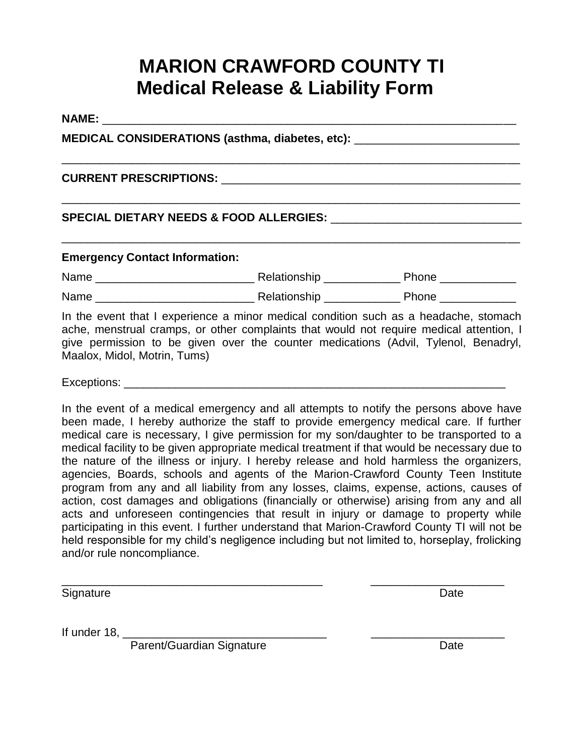# MARION CRAWFORD COUNTY TI
## Medical Release & Liability Form

**NAME:** ____________________________________________________________

**MEDICAL CONSIDERATIONS (asthma, diabetes, etc):** _________________________

___________________________________________________________________

**CURRENT PRESCRIPTIONS:** _______________________________________________

___________________________________________________________________

**SPECIAL DIETARY NEEDS & FOOD ALLERGIES:** ____________________________

___________________________________________________________________

**Emergency Contact Information:**

Name _________________________ Relationship ____________ Phone ____________

Name _________________________ Relationship ____________ Phone ____________

In the event that I experience a minor medical condition such as a headache, stomach ache, menstrual cramps, or other complaints that would not require medical attention, I give permission to be given over the counter medications (Advil, Tylenol, Benadryl, Maalox, Midol, Motrin, Tums)

Exceptions: _______________________________________________________________

In the event of a medical emergency and all attempts to notify the persons above have been made, I hereby authorize the staff to provide emergency medical care. If further medical care is necessary, I give permission for my son/daughter to be transported to a medical facility to be given appropriate medical treatment if that would be necessary due to the nature of the illness or injury. I hereby release and hold harmless the organizers, agencies, Boards, schools and agents of the Marion-Crawford County Teen Institute program from any and all liability from any losses, claims, expense, actions, causes of action, cost damages and obligations (financially or otherwise) arising from any and all acts and unforeseen contingencies that result in injury or damage to property while participating in this event. I further understand that Marion-Crawford County TI will not be held responsible for my child's negligence including but not limited to, horseplay, frolicking and/or rule noncompliance.

_________________________________________ _____________________

Signature Date

If under 18, _________________________________ _____________________

Parent/Guardian Signature Date